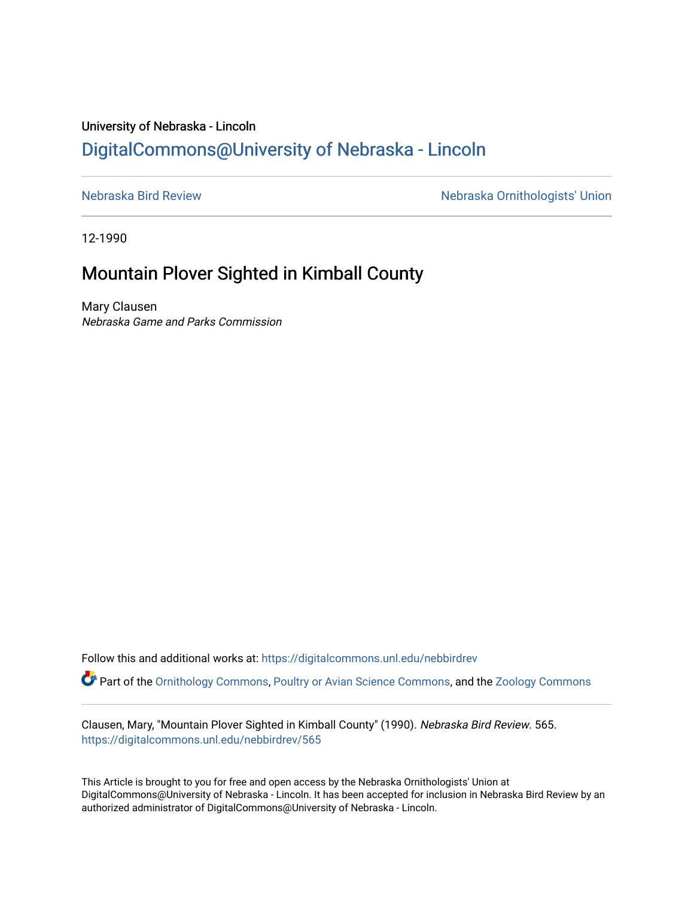University of Nebraska - Lincoln

## DigitalCommons@University of Nebraska - Lincoln

Nebraska Bird Review | Nebraska Ornithologists' Union

12-1990

# Mountain Plover Sighted in Kimball County

Mary Clausen

*Nebraska Game and Parks Commission*

Follow this and additional works at: https://digitalcommons.unl.edu/nebbirdrev

Part of the Ornithology Commons, Poultry or Avian Science Commons, and the Zoology Commons

Clausen, Mary, "Mountain Plover Sighted in Kimball County" (1990). *Nebraska Bird Review*. 565.
https://digitalcommons.unl.edu/nebbirdrev/565

This Article is brought to you for free and open access by the Nebraska Ornithologists' Union at DigitalCommons@University of Nebraska - Lincoln. It has been accepted for inclusion in Nebraska Bird Review by an authorized administrator of DigitalCommons@University of Nebraska - Lincoln.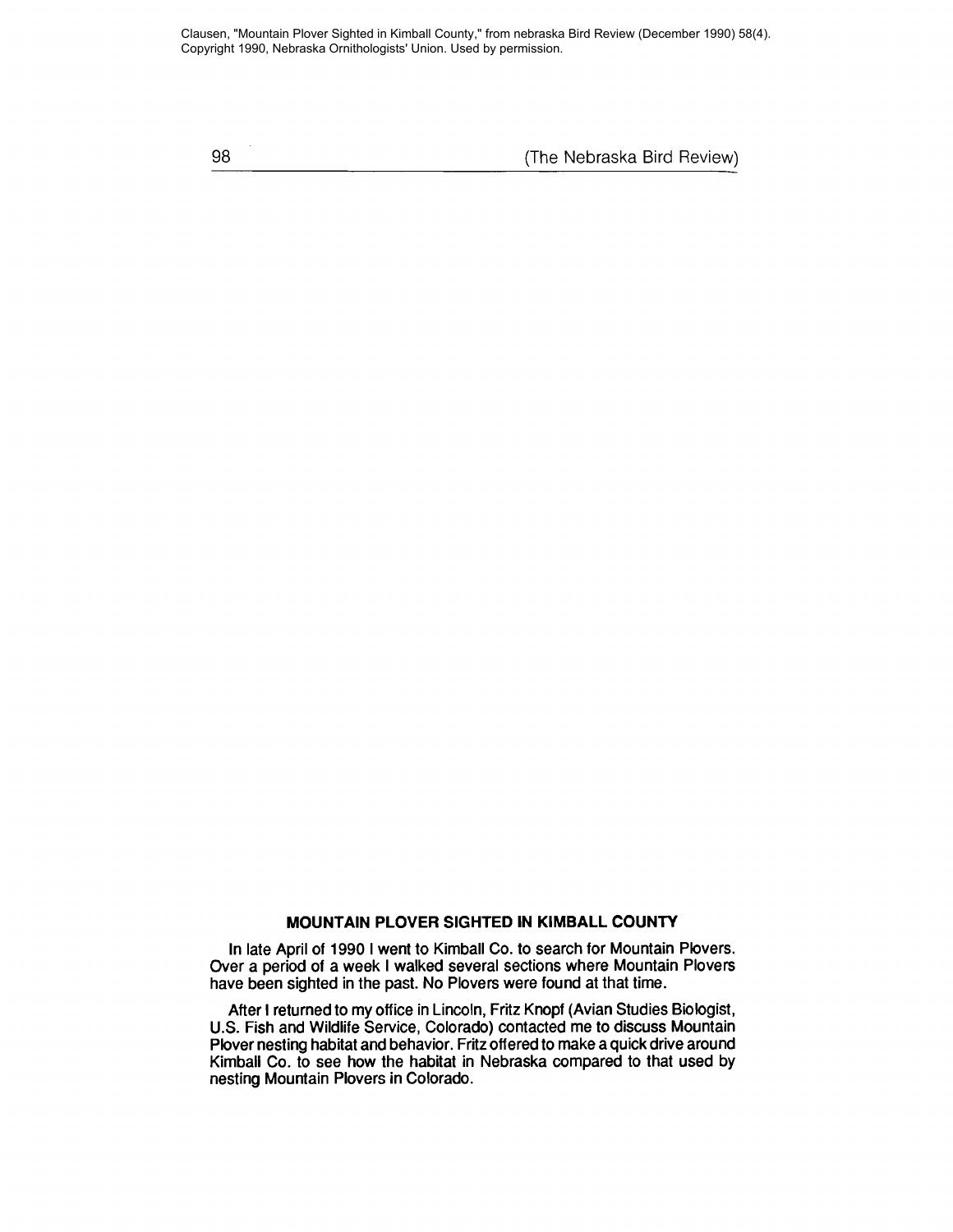Clausen, "Mountain Plover Sighted in Kimball County," from nebraska Bird Review (December 1990) 58(4). Copyright 1990, Nebraska Ornithologists' Union. Used by permission.

## MOUNTAIN PLOVER SIGHTED IN KIMBALL COUNTY

In late April of 1990 I went to Kimball Co. to search for Mountain Plovers. Over a period of a week I walked several sections where Mountain Plovers have been sighted in the past. No Plovers were found at that time.

After I returned to my office in Lincoln, Fritz Knopf (Avian Studies Biologist, U.S. Fish and Wildlife Service, Colorado) contacted me to discuss Mountain Plover nesting habitat and behavior. Fritz offered to make a quick drive around Kimball Co. to see how the habitat in Nebraska compared to that used by nesting Mountain Plovers in Colorado.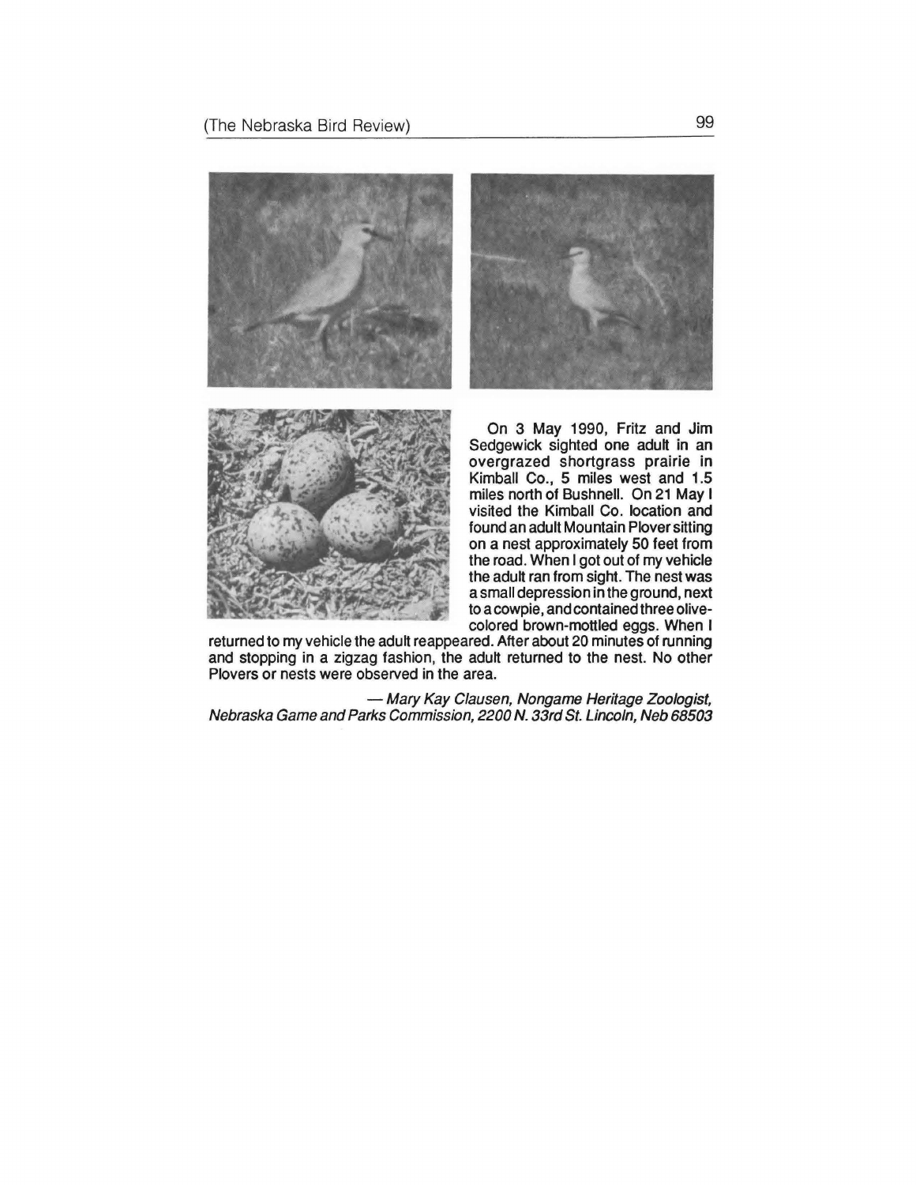On 3 May 1990, Fritz and Jim Sedgewick sighted one adult in an overgrazed shortgrass prairie in Kimball Co., 5 miles west and 1.5 miles north of Bushnell. On 21 May I visited the Kimball Co. location and found an adult Mountain Plover sitting on a nest approximately 50 feet from the road. When I got out of my vehicle the adult ran from sight. The nest was a small depression in the ground, next to a cowpie, and contained three olive-colored brown-mottled eggs. When I returned to my vehicle the adult reappeared. After about 20 minutes of running and stopping in a zigzag fashion, the adult returned to the nest. No other Plovers or nests were observed in the area.

— *Mary Kay Clausen, Nongame Heritage Zoologist, Nebraska Game and Parks Commission, 2200 N. 33rd St. Lincoln, Neb 68503*